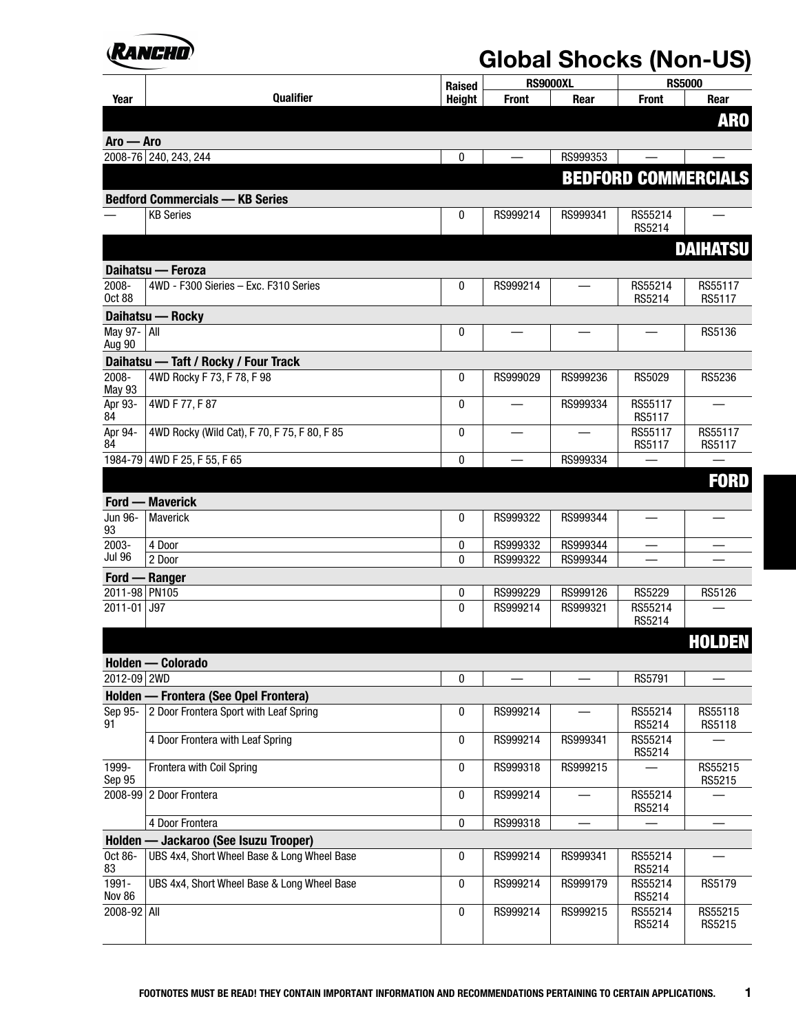# Global Shocks (Non-US)

| Year | Qualifier | Raised Height | RS9000XL | | RS5000 | |
|---|---|---|---|---|---|---|
| | | | Front | Rear | Front | Rear |
| **ARO** | | | | | | |
| **Aro — Aro** | | | | | | |
| 2008-76 | 240, 243, 244 | 0 | — | RS999353 | — | — |
| **BEDFORD COMMERCIALS** | | | | | | |
| **Bedford Commercials — KB Series** | | | | | | |
| — | KB Series | 0 | RS999214 | RS999341 | RS55214 RS5214 | — |
| **DAIHATSU** | | | | | | |
| **Daihatsu — Feroza** | | | | | | |
| 2008-Oct 88 | 4WD - F300 Series – Exc. F310 Series | 0 | RS999214 | — | RS55214 RS5214 | RS55117 RS5117 |
| **Daihatsu — Rocky** | | | | | | |
| May 97-Aug 90 | All | 0 | — | — | — | RS5136 |
| **Daihatsu — Taft / Rocky / Four Track** | | | | | | |
| 2008-May 93 | 4WD Rocky F 73, F 78, F 98 | 0 | RS999029 | RS999236 | RS5029 | RS5236 |
| Apr 93-84 | 4WD F 77, F 87 | 0 | — | RS999334 | RS55117 RS5117 | — |
| Apr 94-84 | 4WD Rocky (Wild Cat), F 70, F 75, F 80, F 85 | 0 | — | — | RS55117 RS5117 | RS55117 RS5117 |
| 1984-79 | 4WD F 25, F 55, F 65 | 0 | — | RS999334 | — | — |
| **FORD** | | | | | | |
| **Ford — Maverick** | | | | | | |
| Jun 96-93 | Maverick | 0 | RS999322 | RS999344 | — | — |
| 2003-Jul 96 | 4 Door | 0 | RS999332 | RS999344 | — | — |
| | 2 Door | 0 | RS999322 | RS999344 | — | — |
| **Ford — Ranger** | | | | | | |
| 2011-98 | PN105 | 0 | RS999229 | RS999126 | RS5229 | RS5126 |
| 2011-01 | J97 | 0 | RS999214 | RS999321 | RS55214 RS5214 | — |
| **HOLDEN** | | | | | | |
| **Holden — Colorado** | | | | | | |
| 2012-09 | 2WD | 0 | — | — | RS5791 | — |
| **Holden — Frontera (See Opel Frontera)** | | | | | | |
| Sep 95-91 | 2 Door Frontera Sport with Leaf Spring | 0 | RS999214 | — | RS55214 RS5214 | RS55118 RS5118 |
| | 4 Door Frontera with Leaf Spring | 0 | RS999214 | RS999341 | RS55214 RS5214 | — |
| 1999-Sep 95 | Frontera with Coil Spring | 0 | RS999318 | RS999215 | — | RS55215 RS5215 |
| 2008-99 | 2 Door Frontera | 0 | RS999214 | — | RS55214 RS5214 | — |
| | 4 Door Frontera | 0 | RS999318 | — | — | — |
| **Holden — Jackaroo (See Isuzu Trooper)** | | | | | | |
| Oct 86-83 | UBS 4x4, Short Wheel Base & Long Wheel Base | 0 | RS999214 | RS999341 | RS55214 RS5214 | — |
| 1991-Nov 86 | UBS 4x4, Short Wheel Base & Long Wheel Base | 0 | RS999214 | RS999179 | RS55214 RS5214 | RS5179 |
| 2008-92 | All | 0 | RS999214 | RS999215 | RS55214 RS5214 | RS55215 RS5215 |

FOOTNOTES MUST BE READ! THEY CONTAIN IMPORTANT INFORMATION AND RECOMMENDATIONS PERTAINING TO CERTAIN APPLICATIONS.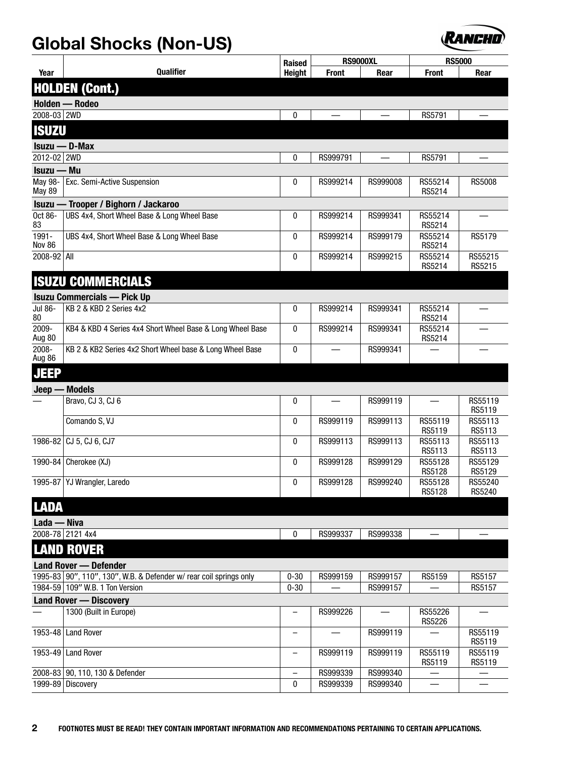# Global Shocks (Non-US)

| Year | Qualifier | Raised Height | RS9000XL | | RS5000 | |
|---|---|---|---|---|---|---|
| | | | Front | Rear | Front | Rear |
| **HOLDEN (Cont.)** | | | | | | |
| **Holden — Rodeo** | | | | | | |
| 2008-03 | 2WD | 0 | — | — | RS5791 | — |
| **ISUZU** | | | | | | |
| **Isuzu — D-Max** | | | | | | |
| 2012-02 | 2WD | 0 | RS999791 | — | RS5791 | — |
| **Isuzu — Mu** | | | | | | |
| May 98-May 89 | Exc. Semi-Active Suspension | 0 | RS999214 | RS999008 | RS55214 RS5214 | RS5008 |
| **Isuzu — Trooper / Bighorn / Jackaroo** | | | | | | |
| Oct 86-83 | UBS 4x4, Short Wheel Base & Long Wheel Base | 0 | RS999214 | RS999341 | RS55214 RS5214 | — |
| 1991-Nov 86 | UBS 4x4, Short Wheel Base & Long Wheel Base | 0 | RS999214 | RS999179 | RS55214 RS5214 | RS5179 |
| 2008-92 | All | 0 | RS999214 | RS999215 | RS55214 RS5214 | RS55215 RS5215 |
| **ISUZU COMMERCIALS** | | | | | | |
| **Isuzu Commercials — Pick Up** | | | | | | |
| Jul 86-80 | KB 2 & KBD 2 Series 4x2 | 0 | RS999214 | RS999341 | RS55214 RS5214 | — |
| 2009-Aug 80 | KB4 & KBD 4 Series 4x4 Short Wheel Base & Long Wheel Base | 0 | RS999214 | RS999341 | RS55214 RS5214 | — |
| 2008-Aug 86 | KB 2 & KB2 Series 4x2 Short Wheel base & Long Wheel Base | 0 | — | RS999341 | — | — |
| **JEEP** | | | | | | |
| **Jeep — Models** | | | | | | |
| — | Bravo, CJ 3, CJ 6 | 0 | — | RS999119 | — | RS55119 RS5119 |
| | Comando S, VJ | 0 | RS999119 | RS999113 | RS55119 RS5119 | RS55113 RS5113 |
| 1986-82 | CJ 5, CJ 6, CJ7 | 0 | RS999113 | RS999113 | RS55113 RS5113 | RS55113 RS5113 |
| 1990-84 | Cherokee (XJ) | 0 | RS999128 | RS999129 | RS55128 RS5128 | RS55129 RS5129 |
| 1995-87 | YJ Wrangler, Laredo | 0 | RS999128 | RS999240 | RS55128 RS5128 | RS55240 RS5240 |
| **LADA** | | | | | | |
| **Lada — Niva** | | | | | | |
| 2008-78 | 2121 4x4 | 0 | RS999337 | RS999338 | — | — |
| **LAND ROVER** | | | | | | |
| **Land Rover — Defender** | | | | | | |
| 1995-83 | 90″, 110″, 130″, W.B. & Defender w/ rear coil springs only | 0-30 | RS999159 | RS999157 | RS5159 | RS5157 |
| 1984-59 | 109″ W.B. 1 Ton Version | 0-30 | — | RS999157 | — | RS5157 |
| **Land Rover — Discovery** | | | | | | |
| — | 1300 (Built in Europe) | – | RS999226 | — | RS55226 RS5226 | — |
| 1953-48 | Land Rover | – | — | RS999119 | — | RS55119 RS5119 |
| 1953-49 | Land Rover | – | RS999119 | RS999119 | RS55119 RS5119 | RS55119 RS5119 |
| 2008-83 | 90, 110, 130 & Defender | – | RS999339 | RS999340 | — | — |
| 1999-89 | Discovery | 0 | RS999339 | RS999340 | — | — |

**FOOTNOTES MUST BE READ! THEY CONTAIN IMPORTANT INFORMATION AND RECOMMENDATIONS PERTAINING TO CERTAIN APPLICATIONS.**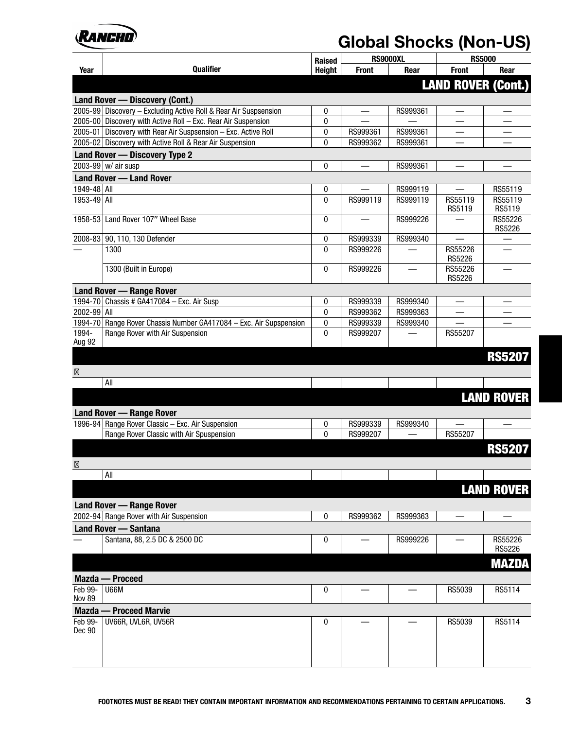# Global Shocks (Non-US)

| Year | Qualifier | Raised Height | RS9000XL | | RS5000 | |
|---|---|---|---|---|---|---|
| | | | Front | Rear | Front | Rear |
| | | | | | | **LAND ROVER (Cont.)** |
| **Land Rover — Discovery (Cont.)** | | | | | | |
| 2005-99 | Discovery – Excluding Active Roll & Rear Air Supspension | 0 | — | RS999361 | — | — |
| 2005-00 | Discovery with Active Roll – Exc. Rear Air Suspension | 0 | — | — | — | — |
| 2005-01 | Discovery with Rear Air Supspension – Exc. Active Roll | 0 | RS999361 | RS999361 | — | — |
| 2005-02 | Discovery with Active Roll & Rear Air Suspension | 0 | RS999362 | RS999361 | — | — |
| **Land Rover — Discovery Type 2** | | | | | | |
| 2003-99 | w/ air susp | 0 | — | RS999361 | — | — |
| **Land Rover — Land Rover** | | | | | | |
| 1949-48 | All | 0 | — | RS999119 | — | RS55119 |
| 1953-49 | All | 0 | RS999119 | RS999119 | RS55119 RS5119 | RS55119 RS5119 |
| 1958-53 | Land Rover 107″ Wheel Base | 0 | — | RS999226 | — | RS55226 RS5226 |
| 2008-83 | 90, 110, 130 Defender | 0 | RS999339 | RS999340 | — | — |
| — | 1300 | 0 | RS999226 | — | RS55226 RS5226 | — |
| | 1300 (Built in Europe) | 0 | RS999226 | — | RS55226 RS5226 | — |
| **Land Rover — Range Rover** | | | | | | |
| 1994-70 | Chassis # GA417084 – Exc. Air Susp | 0 | RS999339 | RS999340 | — | — |
| 2002-99 | All | 0 | RS999362 | RS999363 | — | — |
| 1994-70 | Range Rover Chassis Number GA417084 – Exc. Air Supspension | 0 | RS999339 | RS999340 | — | — |
| 1994-Aug 92 | Range Rover with Air Suspension | 0 | RS999207 | — | RS55207 | |
| | | | | | | **RS5207** |
| | | | | | | |
| | All | | | | | |
| | | | | | | **LAND ROVER** |
| **Land Rover — Range Rover** | | | | | | |
| 1996-94 | Range Rover Classic – Exc. Air Suspension | 0 | RS999339 | RS999340 | — | — |
| | Range Rover Classic with Air Spuspension | 0 | RS999207 | — | RS55207 | |
| | | | | | | **RS5207** |
| | | | | | | |
| | All | | | | | |
| | | | | | | **LAND ROVER** |
| **Land Rover — Range Rover** | | | | | | |
| 2002-94 | Range Rover with Air Suspension | 0 | RS999362 | RS999363 | — | — |
| **Land Rover — Santana** | | | | | | |
| — | Santana, 88, 2.5 DC & 2500 DC | 0 | — | RS999226 | — | RS55226 RS5226 |
| | | | | | | **MAZDA** |
| **Mazda — Proceed** | | | | | | |
| Feb 99-Nov 89 | U66M | 0 | — | — | RS5039 | RS5114 |
| **Mazda — Proceed Marvie** | | | | | | |
| Feb 99-Dec 90 | UV66R, UVL6R, UV56R | 0 | — | — | RS5039 | RS5114 |

FOOTNOTES MUST BE READ! THEY CONTAIN IMPORTANT INFORMATION AND RECOMMENDATIONS PERTAINING TO CERTAIN APPLICATIONS.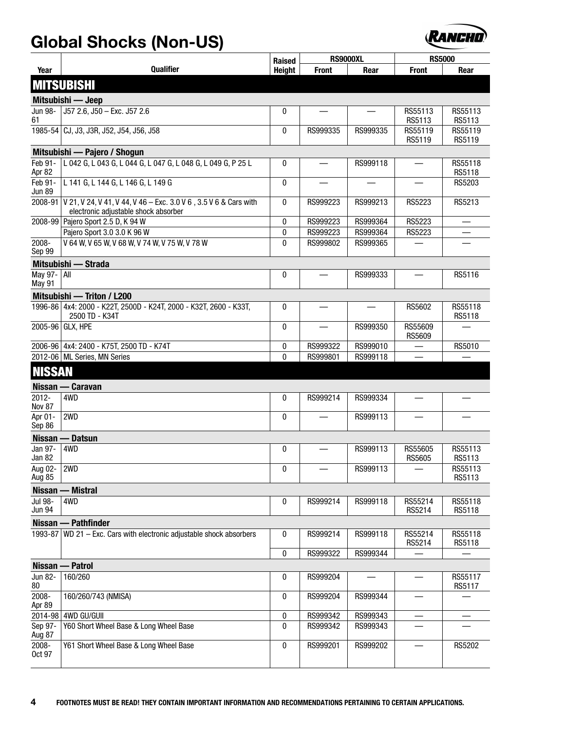# Global Shocks (Non-US)

| Year | Qualifier | Raised Height | RS9000XL | | RS5000 | |
|---|---|---|---|---|---|---|
| | | | Front | Rear | Front | Rear |
| **MITSUBISHI** | | | | | | |
| **Mitsubishi — Jeep** | | | | | | |
| Jun 98-61 | J57 2.6, J50 – Exc. J57 2.6 | 0 | — | — | RS55113 RS5113 | RS55113 RS5113 |
| 1985-54 | CJ, J3, J3R, J52, J54, J56, J58 | 0 | RS999335 | RS999335 | RS55119 RS5119 | RS55119 RS5119 |
| **Mitsubishi — Pajero / Shogun** | | | | | | |
| Feb 91-Apr 82 | L 042 G, L 043 G, L 044 G, L 047 G, L 048 G, L 049 G, P 25 L | 0 | — | RS999118 | — | RS55118 RS5118 |
| Feb 91-Jun 89 | L 141 G, L 144 G, L 146 G, L 149 G | 0 | — | — | — | RS5203 |
| 2008-91 | V 21, V 24, V 41, V 44, V 46 – Exc. 3.0 V 6 , 3.5 V 6 & Cars with electronic adjustable shock absorber | 0 | RS999223 | RS999213 | RS5223 | RS5213 |
| 2008-99 | Pajero Sport 2.5 D, K 94 W | 0 | RS999223 | RS999364 | RS5223 | — |
| | Pajero Sport 3.0 3.0 K 96 W | 0 | RS999223 | RS999364 | RS5223 | — |
| 2008-Sep 99 | V 64 W, V 65 W, V 68 W, V 74 W, V 75 W, V 78 W | 0 | RS999802 | RS999365 | — | — |
| **Mitsubishi — Strada** | | | | | | |
| May 97-May 91 | All | 0 | — | RS999333 | — | RS5116 |
| **Mitsubishi — Triton / L200** | | | | | | |
| 1996-86 | 4x4: 2000 - K22T, 2500D - K24T, 2000 - K32T, 2600 - K33T, 2500 TD - K34T | 0 | — | — | RS5602 | RS55118 RS5118 |
| 2005-96 | GLX, HPE | 0 | — | RS999350 | RS55609 RS5609 | — |
| 2006-96 | 4x4: 2400 - K75T, 2500 TD - K74T | 0 | RS999322 | RS999010 | — | RS5010 |
| 2012-06 | ML Series, MN Series | 0 | RS999801 | RS999118 | — | — |
| **NISSAN** | | | | | | |
| **Nissan — Caravan** | | | | | | |
| 2012-Nov 87 | 4WD | 0 | RS999214 | RS999334 | — | — |
| Apr 01-Sep 86 | 2WD | 0 | — | RS999113 | — | — |
| **Nissan — Datsun** | | | | | | |
| Jan 97-Jan 82 | 4WD | 0 | — | RS999113 | RS55605 RS5605 | RS55113 RS5113 |
| Aug 02-Aug 85 | 2WD | 0 | — | RS999113 | — | RS55113 RS5113 |
| **Nissan — Mistral** | | | | | | |
| Jul 98-Jun 94 | 4WD | 0 | RS999214 | RS999118 | RS55214 RS5214 | RS55118 RS5118 |
| **Nissan — Pathfinder** | | | | | | |
| 1993-87 | WD 21 – Exc. Cars with electronic adjustable shock absorbers | 0 | RS999214 | RS999118 | RS55214 RS5214 | RS55118 RS5118 |
| | | 0 | RS999322 | RS999344 | — | — |
| **Nissan — Patrol** | | | | | | |
| Jun 82-80 | 160/260 | 0 | RS999204 | — | — | RS55117 RS5117 |
| 2008-Apr 89 | 160/260/743 (NMISA) | 0 | RS999204 | RS999344 | — | — |
| 2014-98 | 4WD GU/GUII | 0 | RS999342 | RS999343 | — | — |
| Sep 97-Aug 87 | Y60 Short Wheel Base & Long Wheel Base | 0 | RS999342 | RS999343 | — | — |
| 2008-Oct 97 | Y61 Short Wheel Base & Long Wheel Base | 0 | RS999201 | RS999202 | — | RS5202 |

**FOOTNOTES MUST BE READ! THEY CONTAIN IMPORTANT INFORMATION AND RECOMMENDATIONS PERTAINING TO CERTAIN APPLICATIONS.**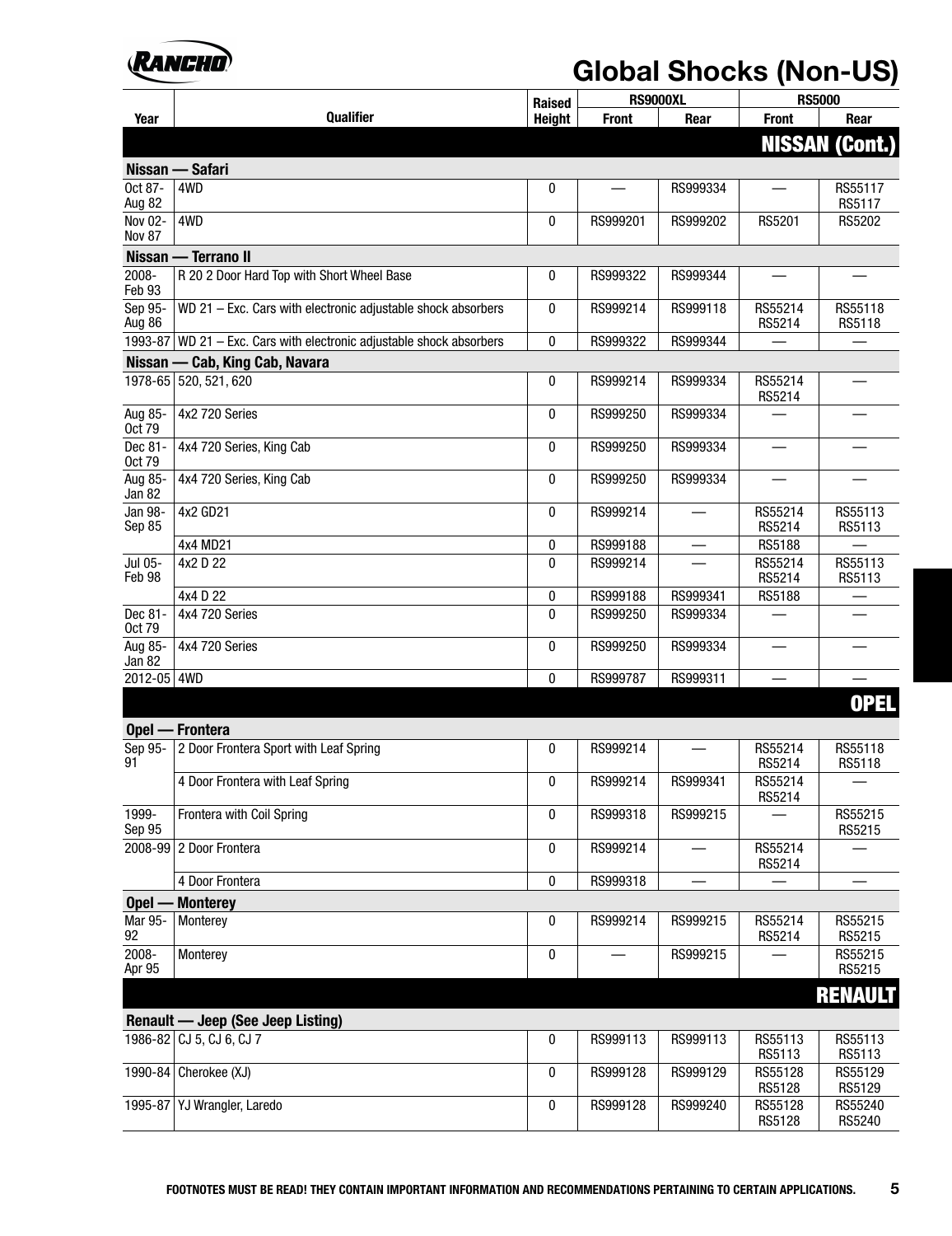# Global Shocks (Non-US)

| Year | Qualifier | Raised Height | RS9000XL | | RS5000 | |
|---|---|---|---|---|---|---|
| | | | Front | Rear | Front | Rear |
| **NISSAN (Cont.)** | | | | | | |
| **Nissan — Safari** | | | | | | |
| Oct 87-Aug 82 | 4WD | 0 | — | RS999334 | — | RS55117 RS5117 |
| Nov 02-Nov 87 | 4WD | 0 | RS999201 | RS999202 | RS5201 | RS5202 |
| **Nissan — Terrano II** | | | | | | |
| 2008-Feb 93 | R 20 2 Door Hard Top with Short Wheel Base | 0 | RS999322 | RS999344 | — | — |
| Sep 95-Aug 86 | WD 21 – Exc. Cars with electronic adjustable shock absorbers | 0 | RS999214 | RS999118 | RS55214 RS5214 | RS55118 RS5118 |
| 1993-87 | WD 21 – Exc. Cars with electronic adjustable shock absorbers | 0 | RS999322 | RS999344 | — | — |
| **Nissan — Cab, King Cab, Navara** | | | | | | |
| 1978-65 | 520, 521, 620 | 0 | RS999214 | RS999334 | RS55214 RS5214 | — |
| Aug 85-Oct 79 | 4x2 720 Series | 0 | RS999250 | RS999334 | — | — |
| Dec 81-Oct 79 | 4x4 720 Series, King Cab | 0 | RS999250 | RS999334 | — | — |
| Aug 85-Jan 82 | 4x4 720 Series, King Cab | 0 | RS999250 | RS999334 | — | — |
| Jan 98-Sep 85 | 4x2 GD21 | 0 | RS999214 | — | RS55214 RS5214 | RS55113 RS5113 |
| | 4x4 MD21 | 0 | RS999188 | — | RS5188 | — |
| Jul 05-Feb 98 | 4x2 D 22 | 0 | RS999214 | — | RS55214 RS5214 | RS55113 RS5113 |
| | 4x4 D 22 | 0 | RS999188 | RS999341 | RS5188 | — |
| Dec 81-Oct 79 | 4x4 720 Series | 0 | RS999250 | RS999334 | — | — |
| Aug 85-Jan 82 | 4x4 720 Series | 0 | RS999250 | RS999334 | — | — |
| 2012-05 | 4WD | 0 | RS999787 | RS999311 | — | — |
| **OPEL** | | | | | | |
| **Opel — Frontera** | | | | | | |
| Sep 95-91 | 2 Door Frontera Sport with Leaf Spring | 0 | RS999214 | — | RS55214 RS5214 | RS55118 RS5118 |
| | 4 Door Frontera with Leaf Spring | 0 | RS999214 | RS999341 | RS55214 RS5214 | — |
| 1999-Sep 95 | Frontera with Coil Spring | 0 | RS999318 | RS999215 | — | RS55215 RS5215 |
| 2008-99 | 2 Door Frontera | 0 | RS999214 | — | RS55214 RS5214 | — |
| | 4 Door Frontera | 0 | RS999318 | — | — | — |
| **Opel — Monterey** | | | | | | |
| Mar 95-92 | Monterey | 0 | RS999214 | RS999215 | RS55214 RS5214 | RS55215 RS5215 |
| 2008-Apr 95 | Monterey | 0 | — | RS999215 | — | RS55215 RS5215 |
| **RENAULT** | | | | | | |
| **Renault — Jeep (See Jeep Listing)** | | | | | | |
| 1986-82 | CJ 5, CJ 6, CJ 7 | 0 | RS999113 | RS999113 | RS55113 RS5113 | RS55113 RS5113 |
| 1990-84 | Cherokee (XJ) | 0 | RS999128 | RS999129 | RS55128 RS5128 | RS55129 RS5129 |
| 1995-87 | YJ Wrangler, Laredo | 0 | RS999128 | RS999240 | RS55128 RS5128 | RS55240 RS5240 |

FOOTNOTES MUST BE READ! THEY CONTAIN IMPORTANT INFORMATION AND RECOMMENDATIONS PERTAINING TO CERTAIN APPLICATIONS.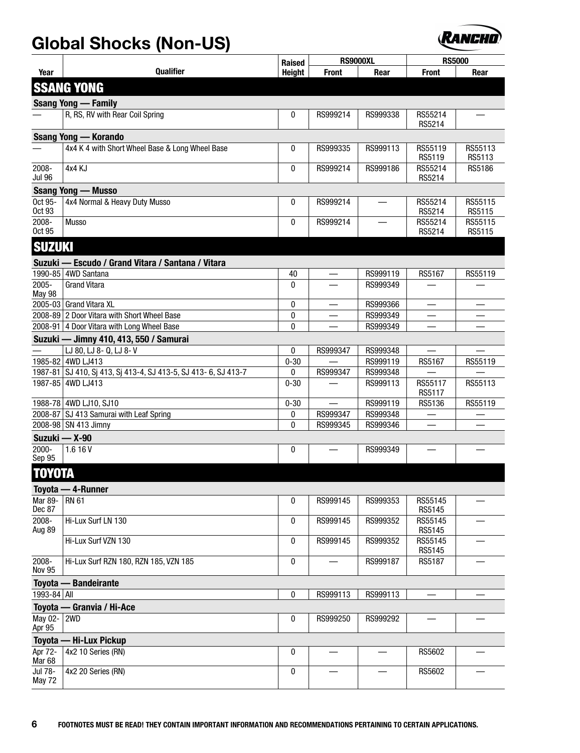# Global Shocks (Non-US)

| Year | Qualifier | Raised Height | RS9000XL | | RS5000 | |
|---|---|---|---|---|---|---|
| | | | Front | Rear | Front | Rear |
| **SSANG YONG** | | | | | | |
| **Ssang Yong — Family** | | | | | | |
| — | R, RS, RV with Rear Coil Spring | 0 | RS999214 | RS999338 | RS55214 RS5214 | — |
| **Ssang Yong — Korando** | | | | | | |
| — | 4x4 K 4 with Short Wheel Base & Long Wheel Base | 0 | RS999335 | RS999113 | RS55119 RS5119 | RS55113 RS5113 |
| 2008-Jul 96 | 4x4 KJ | 0 | RS999214 | RS999186 | RS55214 RS5214 | RS5186 |
| **Ssang Yong — Musso** | | | | | | |
| Oct 95-Oct 93 | 4x4 Normal & Heavy Duty Musso | 0 | RS999214 | — | RS55214 RS5214 | RS55115 RS5115 |
| 2008-Oct 95 | Musso | 0 | RS999214 | — | RS55214 RS5214 | RS55115 RS5115 |
| **SUZUKI** | | | | | | |
| **Suzuki — Escudo / Grand Vitara / Santana / Vitara** | | | | | | |
| 1990-85 | 4WD Santana | 40 | — | RS999119 | RS5167 | RS55119 |
| 2005-May 98 | Grand Vitara | 0 | — | RS999349 | — | — |
| 2005-03 | Grand Vitara XL | 0 | — | RS999366 | — | — |
| 2008-89 | 2 Door Vitara with Short Wheel Base | 0 | — | RS999349 | — | — |
| 2008-91 | 4 Door Vitara with Long Wheel Base | 0 | — | RS999349 | — | — |
| **Suzuki — Jimny 410, 413, 550 / Samurai** | | | | | | |
| — | LJ 80, LJ 8- Q, LJ 8- V | 0 | RS999347 | RS999348 | — | — |
| 1985-82 | 4WD LJ413 | 0-30 | — | RS999119 | RS5167 | RS55119 |
| 1987-81 | SJ 410, Sj 413, Sj 413-4, SJ 413-5, SJ 413- 6, SJ 413-7 | 0 | RS999347 | RS999348 | — | — |
| 1987-85 | 4WD LJ413 | 0-30 | — | RS999113 | RS55117 RS5117 | RS55113 |
| 1988-78 | 4WD LJ10, SJ10 | 0-30 | — | RS999119 | RS5136 | RS55119 |
| 2008-87 | SJ 413 Samurai with Leaf Spring | 0 | RS999347 | RS999348 | — | — |
| 2008-98 | SN 413 Jimny | 0 | RS999345 | RS999346 | — | — |
| **Suzuki — X-90** | | | | | | |
| 2000-Sep 95 | 1.6 16 V | 0 | — | RS999349 | — | — |
| **TOYOTA** | | | | | | |
| **Toyota — 4-Runner** | | | | | | |
| Mar 89-Dec 87 | RN 61 | 0 | RS999145 | RS999353 | RS55145 RS5145 | — |
| 2008-Aug 89 | Hi-Lux Surf LN 130 | 0 | RS999145 | RS999352 | RS55145 RS5145 | — |
| | Hi-Lux Surf VZN 130 | 0 | RS999145 | RS999352 | RS55145 RS5145 | — |
| 2008-Nov 95 | Hi-Lux Surf RZN 180, RZN 185, VZN 185 | 0 | — | RS999187 | RS5187 | — |
| **Toyota — Bandeirante** | | | | | | |
| 1993-84 | All | 0 | RS999113 | RS999113 | — | — |
| **Toyota — Granvia / Hi-Ace** | | | | | | |
| May 02-Apr 95 | 2WD | 0 | RS999250 | RS999292 | — | — |
| **Toyota — Hi-Lux Pickup** | | | | | | |
| Apr 72-Mar 68 | 4x2 10 Series (RN) | 0 | — | — | RS5602 | — |
| Jul 78-May 72 | 4x2 20 Series (RN) | 0 | — | — | RS5602 | — |

FOOTNOTES MUST BE READ! THEY CONTAIN IMPORTANT INFORMATION AND RECOMMENDATIONS PERTAINING TO CERTAIN APPLICATIONS.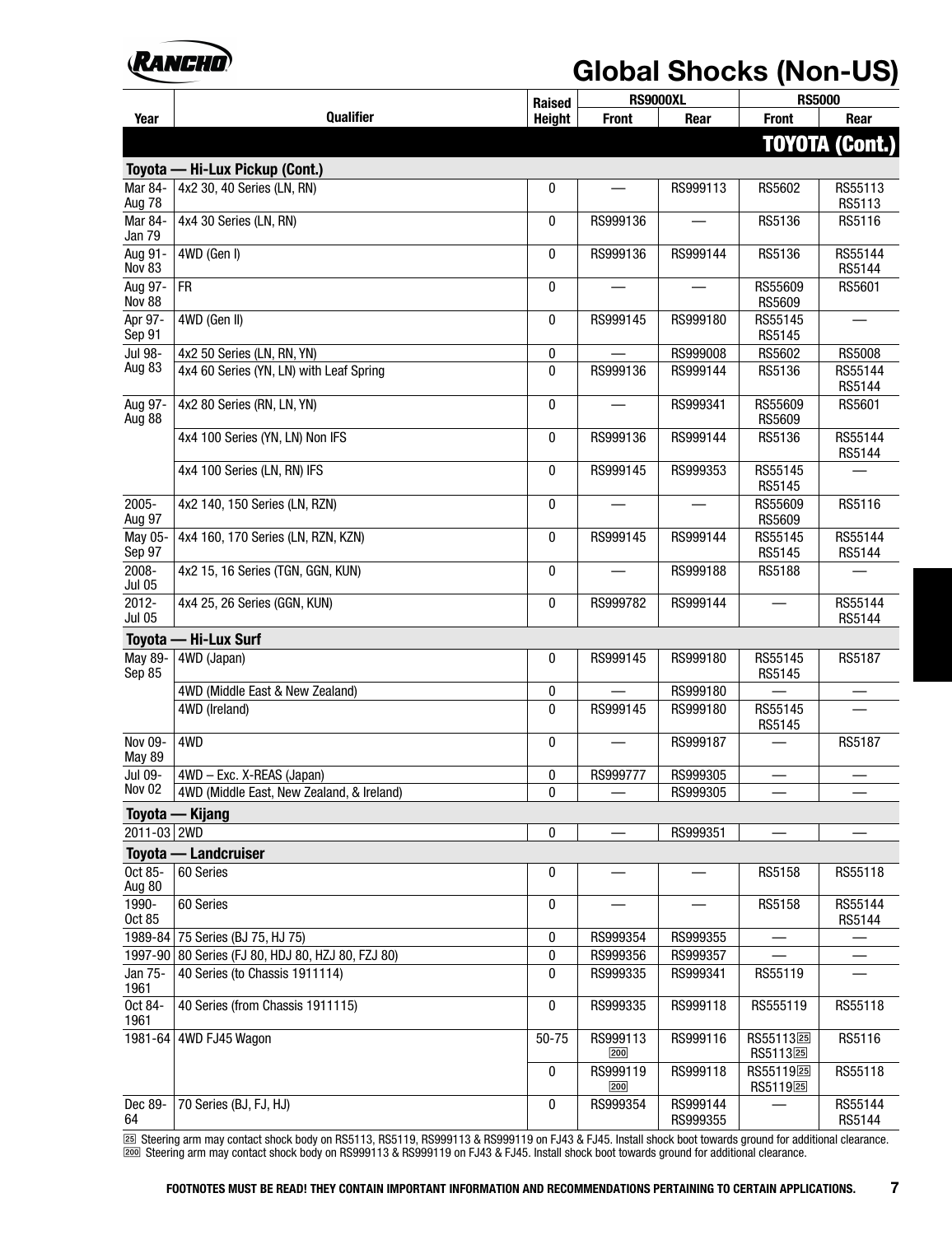# Global Shocks (Non-US)

| Year | Qualifier | Raised Height | RS9000XL | | RS5000 | |
|---|---|---|---|---|---|---|
| | | | Front | Rear | Front | Rear |
| **TOYOTA (Cont.)** | | | | | | |
| **Toyota — Hi-Lux Pickup (Cont.)** | | | | | | |
| Mar 84-Aug 78 | 4x2 30, 40 Series (LN, RN) | 0 | — | RS999113 | RS5602 | RS55113 RS5113 |
| Mar 84-Jan 79 | 4x4 30 Series (LN, RN) | 0 | RS999136 | — | RS5136 | RS5116 |
| Aug 91-Nov 83 | 4WD (Gen I) | 0 | RS999136 | RS999144 | RS5136 | RS55144 RS5144 |
| Aug 97-Nov 88 | FR | 0 | — | — | RS55609 RS5609 | RS5601 |
| Apr 97-Sep 91 | 4WD (Gen II) | 0 | RS999145 | RS999180 | RS55145 RS5145 | — |
| Jul 98-Aug 83 | 4x2 50 Series (LN, RN, YN) | 0 | — | RS999008 | RS5602 | RS5008 |
| | 4x4 60 Series (YN, LN) with Leaf Spring | 0 | RS999136 | RS999144 | RS5136 | RS55144 RS5144 |
| Aug 97-Aug 88 | 4x2 80 Series (RN, LN, YN) | 0 | — | RS999341 | RS55609 RS5609 | RS5601 |
| | 4x4 100 Series (YN, LN) Non IFS | 0 | RS999136 | RS999144 | RS5136 | RS55144 RS5144 |
| | 4x4 100 Series (LN, RN) IFS | 0 | RS999145 | RS999353 | RS55145 RS5145 | — |
| 2005-Aug 97 | 4x2 140, 150 Series (LN, RZN) | 0 | — | — | RS55609 RS5609 | RS5116 |
| May 05-Sep 97 | 4x4 160, 170 Series (LN, RZN, KZN) | 0 | RS999145 | RS999144 | RS55145 RS5145 | RS55144 RS5144 |
| 2008-Jul 05 | 4x2 15, 16 Series (TGN, GGN, KUN) | 0 | — | RS999188 | RS5188 | — |
| 2012-Jul 05 | 4x4 25, 26 Series (GGN, KUN) | 0 | RS999782 | RS999144 | — | RS55144 RS5144 |
| **Toyota — Hi-Lux Surf** | | | | | | |
| May 89-Sep 85 | 4WD (Japan) | 0 | RS999145 | RS999180 | RS55145 RS5145 | RS5187 |
| | 4WD (Middle East & New Zealand) | 0 | — | RS999180 | — | — |
| | 4WD (Ireland) | 0 | RS999145 | RS999180 | RS55145 RS5145 | — |
| Nov 09-May 89 | 4WD | 0 | — | RS999187 | — | RS5187 |
| Jul 09-Nov 02 | 4WD – Exc. X-REAS (Japan) | 0 | RS999777 | RS999305 | — | — |
| | 4WD (Middle East, New Zealand, & Ireland) | 0 | — | RS999305 | — | — |
| **Toyota — Kijang** | | | | | | |
| 2011-03 | 2WD | 0 | — | RS999351 | — | — |
| **Toyota — Landcruiser** | | | | | | |
| Oct 85-Aug 80 | 60 Series | 0 | — | — | RS5158 | RS55118 |
| 1990-Oct 85 | 60 Series | 0 | — | — | RS5158 | RS55144 RS5144 |
| 1989-84 | 75 Series (BJ 75, HJ 75) | 0 | RS999354 | RS999355 | — | — |
| 1997-90 | 80 Series (FJ 80, HDJ 80, HZJ 80, FZJ 80) | 0 | RS999356 | RS999357 | — | — |
| Jan 75-1961 | 40 Series (to Chassis 1911114) | 0 | RS999335 | RS999341 | RS55119 | — |
| Oct 84-1961 | 40 Series (from Chassis 1911115) | 0 | RS999335 | RS999118 | RS555119 | RS55118 |
| 1981-64 | 4WD FJ45 Wagon | 50-75 | RS999113 [200] | RS999116 | RS55113[25] RS5113[25] | RS5116 |
| | | 0 | RS999119 [200] | RS999118 | RS55119[25] RS5119[25] | RS55118 |
| Dec 89-64 | 70 Series (BJ, FJ, HJ) | 0 | RS999354 | RS999144 RS999355 | — | RS55144 RS5144 |

[25] Steering arm may contact shock body on RS5113, RS5119, RS999113 & RS999119 on FJ43 & FJ45. Install shock boot towards ground for additional clearance.
[200] Steering arm may contact shock body on RS999113 & RS999119 on FJ43 & FJ45. Install shock boot towards ground for additional clearance.

**FOOTNOTES MUST BE READ! THEY CONTAIN IMPORTANT INFORMATION AND RECOMMENDATIONS PERTAINING TO CERTAIN APPLICATIONS.**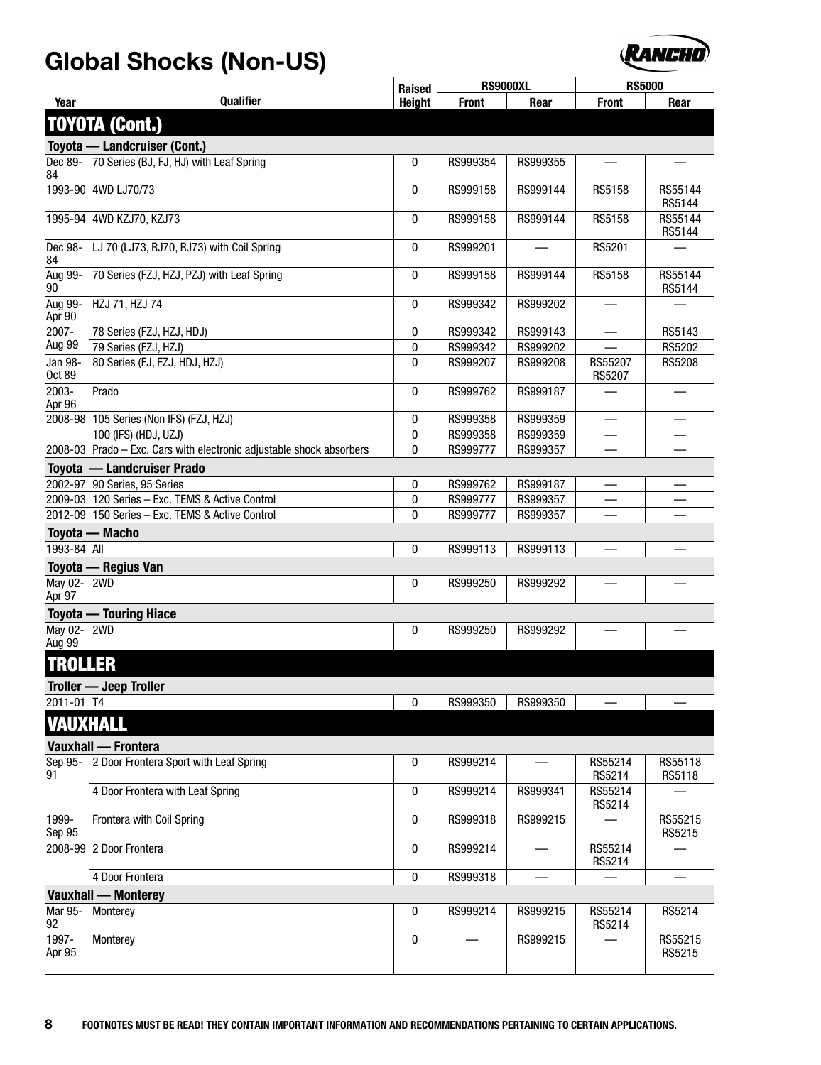# Global Shocks (Non-US)

| Year | Qualifier | Raised Height | RS9000XL | | RS5000 | |
|---|---|---|---|---|---|---|
| | | | Front | Rear | Front | Rear |
| **TOYOTA (Cont.)** | | | | | | |
| **Toyota — Landcruiser (Cont.)** | | | | | | |
| Dec 89-84 | 70 Series (BJ, FJ, HJ) with Leaf Spring | 0 | RS999354 | RS999355 | — | — |
| 1993-90 | 4WD LJ70/73 | 0 | RS999158 | RS999144 | RS5158 | RS55144 RS5144 |
| 1995-94 | 4WD KZJ70, KZJ73 | 0 | RS999158 | RS999144 | RS5158 | RS55144 RS5144 |
| Dec 98-84 | LJ 70 (LJ73, RJ70, RJ73) with Coil Spring | 0 | RS999201 | — | RS5201 | — |
| Aug 99-90 | 70 Series (FZJ, HZJ, PZJ) with Leaf Spring | 0 | RS999158 | RS999144 | RS5158 | RS55144 RS5144 |
| Aug 99-Apr 90 | HZJ 71, HZJ 74 | 0 | RS999342 | RS999202 | — | — |
| 2007-Aug 99 | 78 Series (FZJ, HZJ, HDJ) | 0 | RS999342 | RS999143 | — | RS5143 |
| | 79 Series (FZJ, HZJ) | 0 | RS999342 | RS999202 | — | RS5202 |
| Jan 98-Oct 89 | 80 Series (FJ, FZJ, HDJ, HZJ) | 0 | RS999207 | RS999208 | RS55207 RS5207 | RS5208 |
| 2003-Apr 96 | Prado | 0 | RS999762 | RS999187 | — | — |
| 2008-98 | 105 Series (Non IFS) (FZJ, HZJ) | 0 | RS999358 | RS999359 | — | — |
| | 100 (IFS) (HDJ, UZJ) | 0 | RS999358 | RS999359 | — | — |
| 2008-03 | Prado – Exc. Cars with electronic adjustable shock absorbers | 0 | RS999777 | RS999357 | — | — |
| **Toyota — Landcruiser Prado** | | | | | | |
| 2002-97 | 90 Series, 95 Series | 0 | RS999762 | RS999187 | — | — |
| 2009-03 | 120 Series – Exc. TEMS & Active Control | 0 | RS999777 | RS999357 | — | — |
| 2012-09 | 150 Series – Exc. TEMS & Active Control | 0 | RS999777 | RS999357 | — | — |
| **Toyota — Macho** | | | | | | |
| 1993-84 | All | 0 | RS999113 | RS999113 | — | — |
| **Toyota — Regius Van** | | | | | | |
| May 02-Apr 97 | 2WD | 0 | RS999250 | RS999292 | — | — |
| **Toyota — Touring Hiace** | | | | | | |
| May 02-Aug 99 | 2WD | 0 | RS999250 | RS999292 | — | — |
| **TROLLER** | | | | | | |
| **Troller — Jeep Troller** | | | | | | |
| 2011-01 | T4 | 0 | RS999350 | RS999350 | — | — |
| **VAUXHALL** | | | | | | |
| **Vauxhall — Frontera** | | | | | | |
| Sep 95-91 | 2 Door Frontera Sport with Leaf Spring | 0 | RS999214 | — | RS55214 RS5214 | RS55118 RS5118 |
| | 4 Door Frontera with Leaf Spring | 0 | RS999214 | RS999341 | RS55214 RS5214 | — |
| 1999-Sep 95 | Frontera with Coil Spring | 0 | RS999318 | RS999215 | — | RS55215 RS5215 |
| 2008-99 | 2 Door Frontera | 0 | RS999214 | — | RS55214 RS5214 | — |
| | 4 Door Frontera | 0 | RS999318 | — | — | — |
| **Vauxhall — Monterey** | | | | | | |
| Mar 95-92 | Monterey | 0 | RS999214 | RS999215 | RS55214 RS5214 | RS5214 |
| 1997-Apr 95 | Monterey | 0 | — | RS999215 | — | RS55215 RS5215 |

FOOTNOTES MUST BE READ! THEY CONTAIN IMPORTANT INFORMATION AND RECOMMENDATIONS PERTAINING TO CERTAIN APPLICATIONS.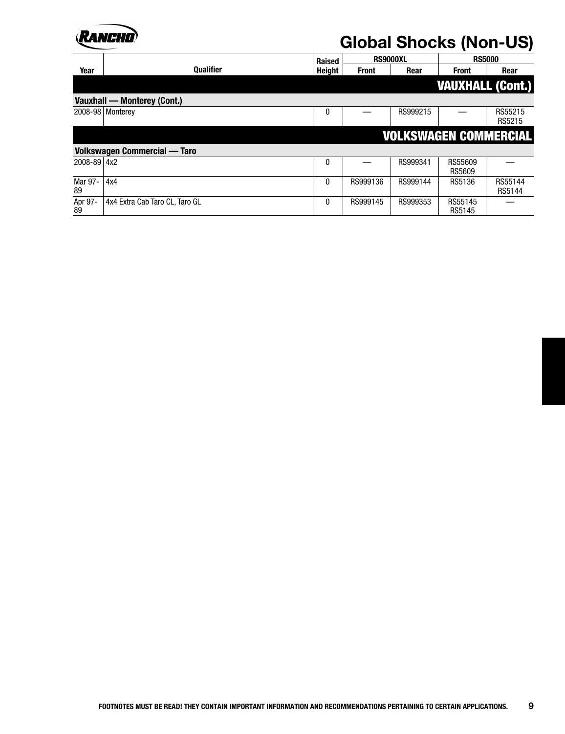# Global Shocks (Non-US)

| Year | Qualifier | Raised Height | RS9000XL | | RS5000 | |
|---|---|---|---|---|---|---|
| | | | Front | Rear | Front | Rear |
| **VAUXHALL (Cont.)** | | | | | | |
| **Vauxhall — Monterey (Cont.)** | | | | | | |
| 2008-98 | Monterey | 0 | — | RS999215 | — | RS55215 RS5215 |
| **VOLKSWAGEN COMMERCIAL** | | | | | | |
| **Volkswagen Commercial — Taro** | | | | | | |
| 2008-89 | 4x2 | 0 | — | RS999341 | RS55609 RS5609 | — |
| Mar 97-89 | 4x4 | 0 | RS999136 | RS999144 | RS5136 | RS55144 RS5144 |
| Apr 97-89 | 4x4 Extra Cab Taro CL, Taro GL | 0 | RS999145 | RS999353 | RS55145 RS5145 | — |

FOOTNOTES MUST BE READ! THEY CONTAIN IMPORTANT INFORMATION AND RECOMMENDATIONS PERTAINING TO CERTAIN APPLICATIONS.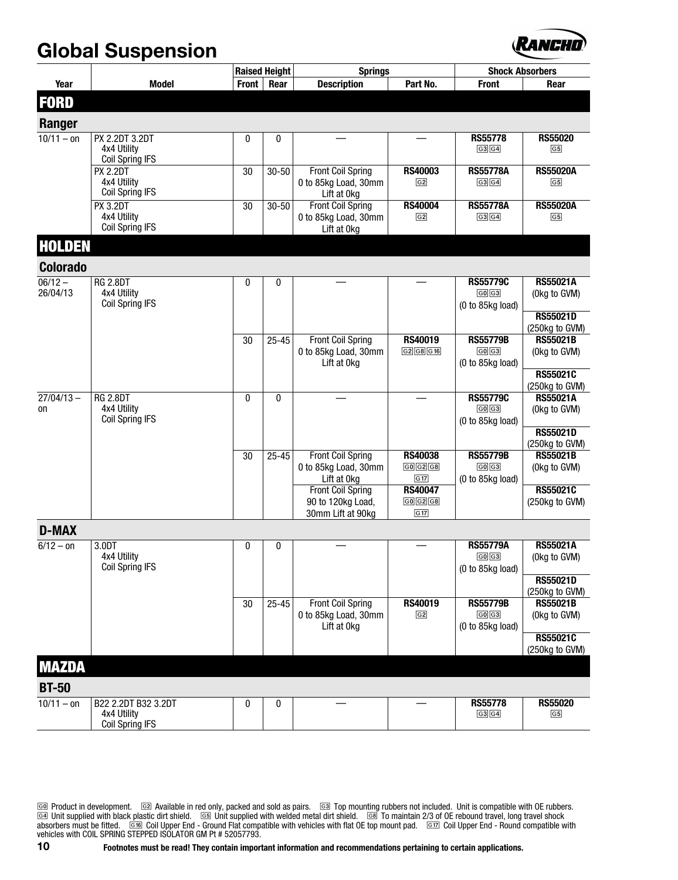# Global Suspension

| Year | Model | Raised Height | | Springs | | Shock Absorbers | |
|---|---|---|---|---|---|---|---|
| | | Front | Rear | Description | Part No. | Front | Rear |
| **FORD** | | | | | | | |
| **Ranger** | | | | | | | |
| 10/11 – on | PX 2.2DT 3.2DT 4x4 Utility Coil Spring IFS | 0 | 0 | — | — | **RS55778** G3 G4 | **RS55020** G5 |
| | PX 2.2DT 4x4 Utility Coil Spring IFS | 30 | 30-50 | Front Coil Spring 0 to 85kg Load, 30mm Lift at 0kg | **RS40003** G2 | **RS55778A** G3 G4 | **RS55020A** G5 |
| | PX 3.2DT 4x4 Utility Coil Spring IFS | 30 | 30-50 | Front Coil Spring 0 to 85kg Load, 30mm Lift at 0kg | **RS40004** G2 | **RS55778A** G3 G4 | **RS55020A** G5 |
| **HOLDEN** | | | | | | | |
| **Colorado** | | | | | | | |
| 06/12 – 26/04/13 | RG 2.8DT 4x4 Utility Coil Spring IFS | 0 | 0 | — | — | **RS55779C** G0 G3 (0 to 85kg load) | **RS55021A** (0kg to GVM) |
| | | | | | | | **RS55021D** (250kg to GVM) |
| | | 30 | 25-45 | Front Coil Spring 0 to 85kg Load, 30mm Lift at 0kg | **RS40019** G2 G8 G16 | **RS55779B** G0 G3 (0 to 85kg load) | **RS55021B** (0kg to GVM) |
| | | | | | | | **RS55021C** (250kg to GVM) |
| 27/04/13 – on | RG 2.8DT 4x4 Utility Coil Spring IFS | 0 | 0 | — | — | **RS55779C** G0 G3 (0 to 85kg load) | **RS55021A** (0kg to GVM) |
| | | | | | | | **RS55021D** (250kg to GVM) |
| | | 30 | 25-45 | Front Coil Spring 0 to 85kg Load, 30mm Lift at 0kg | **RS40038** G0 G2 G8 G17 | **RS55779B** G0 G3 (0 to 85kg load) | **RS55021B** (0kg to GVM) |
| | | | | Front Coil Spring 90 to 120kg Load, 30mm Lift at 90kg | **RS40047** G0 G2 G8 G17 | | **RS55021C** (250kg to GVM) |
| **D-MAX** | | | | | | | |
| 6/12 – on | 3.0DT 4x4 Utility Coil Spring IFS | 0 | 0 | — | — | **RS55779A** G0 G3 (0 to 85kg load) | **RS55021A** (0kg to GVM) |
| | | | | | | | **RS55021D** (250kg to GVM) |
| | | 30 | 25-45 | Front Coil Spring 0 to 85kg Load, 30mm Lift at 0kg | **RS40019** G2 | **RS55779B** G0 G3 (0 to 85kg load) | **RS55021B** (0kg to GVM) |
| | | | | | | | **RS55021C** (250kg to GVM) |
| **MAZDA** | | | | | | | |
| **BT-50** | | | | | | | |
| 10/11 – on | B22 2.2DT B32 3.2DT 4x4 Utility Coil Spring IFS | 0 | 0 | — | — | **RS55778** G3 G4 | **RS55020** G5 |

G0 Product in development. G2 Available in red only, packed and sold as pairs. G3 Top mounting rubbers not included. Unit is compatible with OE rubbers. G4 Unit supplied with black plastic dirt shield. G5 Unit supplied with welded metal dirt shield. G8 To maintain 2/3 of OE rebound travel, long travel shock absorbers must be fitted. G16 Coil Upper End - Ground Flat compatible with vehicles with flat OE top mount pad. G17 Coil Upper End - Round compatible with vehicles with COIL SPRING STEPPED ISOLATOR GM Pt # 52057793.

**Footnotes must be read! They contain important information and recommendations pertaining to certain applications.**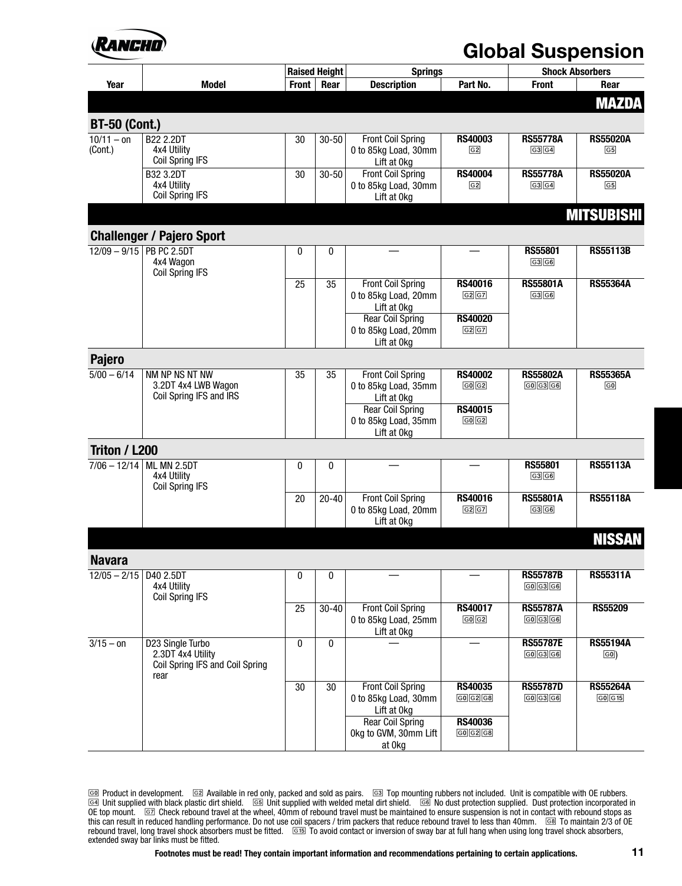# Global Suspension

| Year | Model | Raised Height | | Springs | | Shock Absorbers | |
|---|---|---|---|---|---|---|---|
| | | Front | Rear | Description | Part No. | Front | Rear |
| **MAZDA** | | | | | | | |
| **BT-50 (Cont.)** | | | | | | | |
| 10/11 – on (Cont.) | B22 2.2DT 4x4 Utility Coil Spring IFS | 30 | 30-50 | Front Coil Spring 0 to 85kg Load, 30mm Lift at 0kg | **RS40003** G2 | **RS55778A** G3 G4 | **RS55020A** G5 |
| | B32 3.2DT 4x4 Utility Coil Spring IFS | 30 | 30-50 | Front Coil Spring 0 to 85kg Load, 30mm Lift at 0kg | **RS40004** G2 | **RS55778A** G3 G4 | **RS55020A** G5 |
| **MITSUBISHI** | | | | | | | |
| **Challenger / Pajero Sport** | | | | | | | |
| 12/09 – 9/15 | PB PC 2.5DT 4x4 Wagon Coil Spring IFS | 0 | 0 | — | — | **RS55801** G3 G6 | **RS55113B** |
| | | 25 | 35 | Front Coil Spring 0 to 85kg Load, 20mm Lift at 0kg | **RS40016** G2 G7 | **RS55801A** G3 G6 | **RS55364A** |
| | | | | Rear Coil Spring 0 to 85kg Load, 20mm Lift at 0kg | **RS40020** G2 G7 | | |
| **Pajero** | | | | | | | |
| 5/00 – 6/14 | NM NP NS NT NW 3.2DT 4x4 LWB Wagon Coil Spring IFS and IRS | 35 | 35 | Front Coil Spring 0 to 85kg Load, 35mm Lift at 0kg | **RS40002** G0 G2 | **RS55802A** G0 G3 G6 | **RS55365A** G0 |
| | | | | Rear Coil Spring 0 to 85kg Load, 35mm Lift at 0kg | **RS40015** G0 G2 | | |
| **Triton / L200** | | | | | | | |
| 7/06 – 12/14 | ML MN 2.5DT 4x4 Utility Coil Spring IFS | 0 | 0 | — | — | **RS55801** G3 G6 | **RS55113A** |
| | | 20 | 20-40 | Front Coil Spring 0 to 85kg Load, 20mm Lift at 0kg | **RS40016** G2 G7 | **RS55801A** G3 G6 | **RS55118A** |
| **NISSAN** | | | | | | | |
| **Navara** | | | | | | | |
| 12/05 – 2/15 | D40 2.5DT 4x4 Utility Coil Spring IFS | 0 | 0 | — | — | **RS55787B** G0 G3 G6 | **RS55311A** |
| | | 25 | 30-40 | Front Coil Spring 0 to 85kg Load, 25mm Lift at 0kg | **RS40017** G0 G2 | **RS55787A** G0 G3 G6 | **RS55209** |
| 3/15 – on | D23 Single Turbo 2.3DT 4x4 Utility Coil Spring IFS and Coil Spring rear | 0 | 0 | — | — | **RS55787E** G0 G3 G6 | **RS55194A** G0) |
| | | 30 | 30 | Front Coil Spring 0 to 85kg Load, 30mm Lift at 0kg | **RS40035** G0 G2 G8 | **RS55787D** G0 G3 G6 | **RS55264A** G0 G15 |
| | | | | Rear Coil Spring 0kg to GVM, 30mm Lift at 0kg | **RS40036** G0 G2 G8 | | |

G0 Product in development. G2 Available in red only, packed and sold as pairs. G3 Top mounting rubbers not included. Unit is compatible with OE rubbers. G4 Unit supplied with black plastic dirt shield. G5 Unit supplied with welded metal dirt shield. G6 No dust protection supplied. Dust protection incorporated in OE top mount. G7 Check rebound travel at the wheel, 40mm of rebound travel must be maintained to ensure suspension is not in contact with rebound stops as this can result in reduced handling performance. Do not use coil spacers / trim packers that reduce rebound travel to less than 40mm. G8 To maintain 2/3 of OE rebound travel, long travel shock absorbers must be fitted. G15 To avoid contact or inversion of sway bar at full hang when using long travel shock absorbers, extended sway bar links must be fitted.

**Footnotes must be read! They contain important information and recommendations pertaining to certain applications.**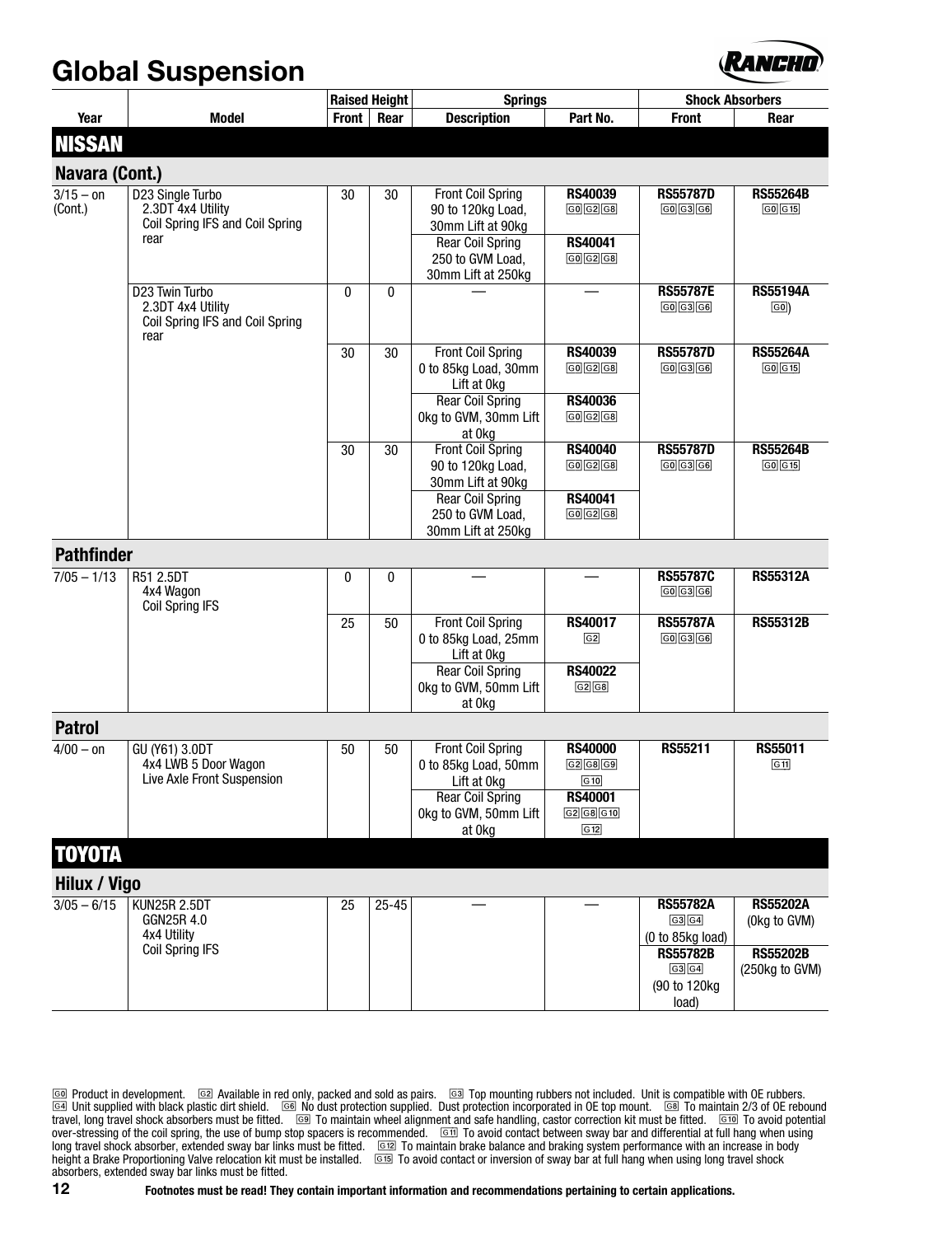# Global Suspension

| Year | Model | Raised Height | | Springs | | Shock Absorbers | |
|---|---|---|---|---|---|---|---|
| | | Front | Rear | Description | Part No. | Front | Rear |
| **NISSAN** | | | | | | | |
| **Navara (Cont.)** | | | | | | | |
| 3/15 – on (Cont.) | D23 Single Turbo 2.3DT 4x4 Utility Coil Spring IFS and Coil Spring rear | 30 | 30 | Front Coil Spring 90 to 120kg Load, 30mm Lift at 90kg | **RS40039** G0 G2 G8 | **RS55787D** G0 G3 G6 | **RS55264B** G0 G15 |
| | | | | Rear Coil Spring 250 to GVM Load, 30mm Lift at 250kg | **RS40041** G0 G2 G8 | | |
| | D23 Twin Turbo 2.3DT 4x4 Utility Coil Spring IFS and Coil Spring rear | 0 | 0 | — | — | **RS55787E** G0 G3 G6 | **RS55194A** G0) |
| | | 30 | 30 | Front Coil Spring 0 to 85kg Load, 30mm Lift at 0kg | **RS40039** G0 G2 G8 | **RS55787D** G0 G3 G6 | **RS55264A** G0 G15 |
| | | | | Rear Coil Spring 0kg to GVM, 30mm Lift at 0kg | **RS40036** G0 G2 G8 | | |
| | | 30 | 30 | Front Coil Spring 90 to 120kg Load, 30mm Lift at 90kg | **RS40040** G0 G2 G8 | **RS55787D** G0 G3 G6 | **RS55264B** G0 G15 |
| | | | | Rear Coil Spring 250 to GVM Load, 30mm Lift at 250kg | **RS40041** G0 G2 G8 | | |
| **Pathfinder** | | | | | | | |
| 7/05 – 1/13 | R51 2.5DT 4x4 Wagon Coil Spring IFS | 0 | 0 | — | — | **RS55787C** G0 G3 G6 | **RS55312A** |
| | | 25 | 50 | Front Coil Spring 0 to 85kg Load, 25mm Lift at 0kg | **RS40017** G2 | **RS55787A** G0 G3 G6 | **RS55312B** |
| | | | | Rear Coil Spring 0kg to GVM, 50mm Lift at 0kg | **RS40022** G2 G8 | | |
| **Patrol** | | | | | | | |
| 4/00 – on | GU (Y61) 3.0DT 4x4 LWB 5 Door Wagon Live Axle Front Suspension | 50 | 50 | Front Coil Spring 0 to 85kg Load, 50mm Lift at 0kg | **RS40000** G2 G8 G9 G10 | **RS55211** | **RS55011** G11 |
| | | | | Rear Coil Spring 0kg to GVM, 50mm Lift at 0kg | **RS40001** G2 G8 G10 G12 | | |
| **TOYOTA** | | | | | | | |
| **Hilux / Vigo** | | | | | | | |
| 3/05 – 6/15 | KUN25R 2.5DT GGN25R 4.0 4x4 Utility Coil Spring IFS | 25 | 25-45 | — | — | **RS55782A** G3 G4 (0 to 85kg load) | **RS55202A** (0kg to GVM) |
| | | | | | | **RS55782B** G3 G4 (90 to 120kg load) | **RS55202B** (250kg to GVM) |

G0 Product in development. G2 Available in red only, packed and sold as pairs. G3 Top mounting rubbers not included. Unit is compatible with OE rubbers. G4 Unit supplied with black plastic dirt shield. G6 No dust protection supplied. Dust protection incorporated in OE top mount. G8 To maintain 2/3 of OE rebound travel, long travel shock absorbers must be fitted. G9 To maintain wheel alignment and safe handling, castor correction kit must be fitted. G10 To avoid potential over-stressing of the coil spring, the use of bump stop spacers is recommended. G11 To avoid contact between sway bar and differential at full hang when using long travel shock absorber, extended sway bar links must be fitted. G12 To maintain brake balance and braking system performance with an increase in body height a Brake Proportioning Valve relocation kit must be installed. G15 To avoid contact or inversion of sway bar at full hang when using long travel shock absorbers, extended sway bar links must be fitted.

**Footnotes must be read! They contain important information and recommendations pertaining to certain applications.**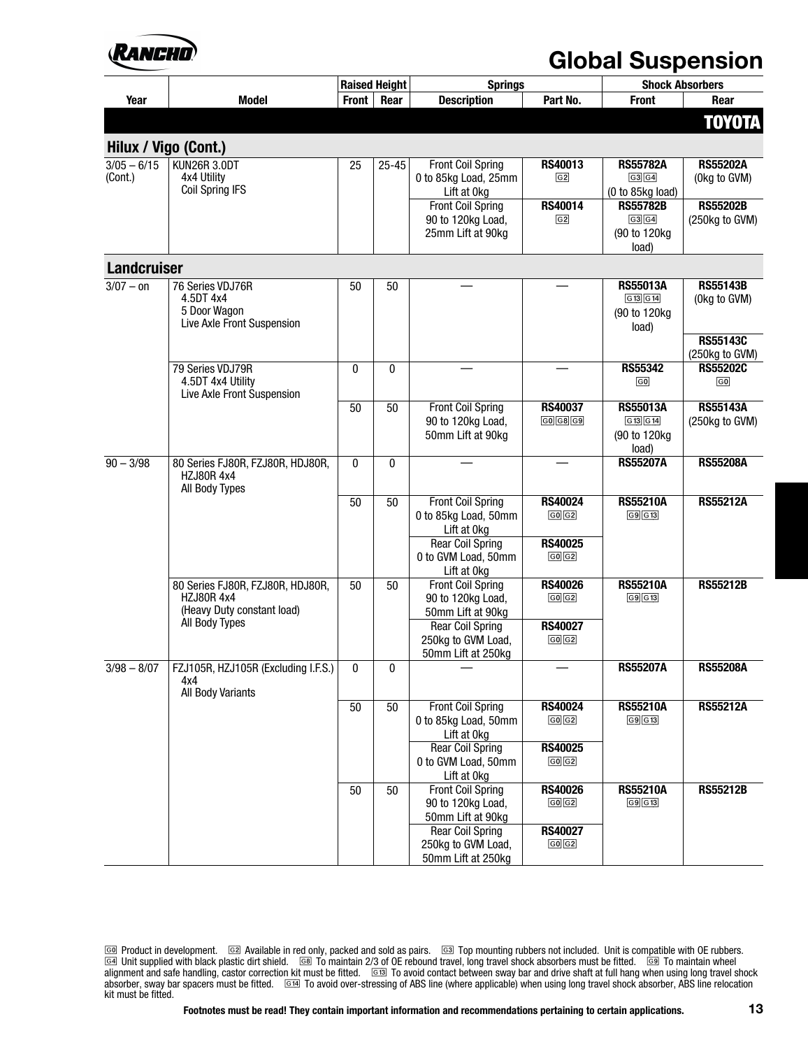# Global Suspension

| Year | Model | Raised Height | | Springs | | Shock Absorbers | |
|---|---|---|---|---|---|---|---|
| | | Front | Rear | Description | Part No. | Front | Rear |
| **TOYOTA** | | | | | | | |
| **Hilux / Vigo (Cont.)** | | | | | | | |
| 3/05 – 6/15 (Cont.) | KUN26R 3.0DT 4x4 Utility Coil Spring IFS | 25 | 25-45 | Front Coil Spring 0 to 85kg Load, 25mm Lift at 0kg | **RS40013** G2 | **RS55782A** G3 G4 (0 to 85kg load) | **RS55202A** (0kg to GVM) |
| | | | | Front Coil Spring 90 to 120kg Load, 25mm Lift at 90kg | **RS40014** G2 | **RS55782B** G3 G4 (90 to 120kg load) | **RS55202B** (250kg to GVM) |
| **Landcruiser** | | | | | | | |
| 3/07 – on | 76 Series VDJ76R 4.5DT 4x4 5 Door Wagon Live Axle Front Suspension | 50 | 50 | — | — | **RS55013A** G13 G14 (90 to 120kg load) | **RS55143B** (0kg to GVM) |
| | | | | | | | **RS55143C** (250kg to GVM) |
| | 79 Series VDJ79R 4.5DT 4x4 Utility Live Axle Front Suspension | 0 | 0 | — | — | **RS55342** G0 | **RS55202C** G0 |
| | | 50 | 50 | Front Coil Spring 90 to 120kg Load, 50mm Lift at 90kg | **RS40037** G0 G8 G9 | **RS55013A** G13 G14 (90 to 120kg load) | **RS55143A** (250kg to GVM) |
| 90 – 3/98 | 80 Series FJ80R, FZJ80R, HDJ80R, HZJ80R 4x4 All Body Types | 0 | 0 | — | — | **RS55207A** | **RS55208A** |
| | | 50 | 50 | Front Coil Spring 0 to 85kg Load, 50mm Lift at 0kg | **RS40024** G0 G2 | **RS55210A** G9 G13 | **RS55212A** |
| | | | | Rear Coil Spring 0 to GVM Load, 50mm Lift at 0kg | **RS40025** G0 G2 | | |
| | 80 Series FJ80R, FZJ80R, HDJ80R, HZJ80R 4x4 (Heavy Duty constant load) All Body Types | 50 | 50 | Front Coil Spring 90 to 120kg Load, 50mm Lift at 90kg | **RS40026** G0 G2 | **RS55210A** G9 G13 | **RS55212B** |
| | | | | Rear Coil Spring 250kg to GVM Load, 50mm Lift at 250kg | **RS40027** G0 G2 | | |
| 3/98 – 8/07 | FZJ105R, HZJ105R (Excluding I.F.S.) 4x4 All Body Variants | 0 | 0 | — | — | **RS55207A** | **RS55208A** |
| | | 50 | 50 | Front Coil Spring 0 to 85kg Load, 50mm Lift at 0kg | **RS40024** G0 G2 | **RS55210A** G9 G13 | **RS55212A** |
| | | | | Rear Coil Spring 0 to GVM Load, 50mm Lift at 0kg | **RS40025** G0 G2 | | |
| | | 50 | 50 | Front Coil Spring 90 to 120kg Load, 50mm Lift at 90kg | **RS40026** G0 G2 | **RS55210A** G9 G13 | **RS55212B** |
| | | | | Rear Coil Spring 250kg to GVM Load, 50mm Lift at 250kg | **RS40027** G0 G2 | | |

G0 Product in development. G2 Available in red only, packed and sold as pairs. G3 Top mounting rubbers not included. Unit is compatible with OE rubbers. G4 Unit supplied with black plastic dirt shield. G8 To maintain 2/3 of OE rebound travel, long travel shock absorbers must be fitted. G9 To maintain wheel alignment and safe handling, castor correction kit must be fitted. G13 To avoid contact between sway bar and drive shaft at full hang when using long travel shock absorber, sway bar spacers must be fitted. G14 To avoid over-stressing of ABS line (where applicable) when using long travel shock absorber, ABS line relocation kit must be fitted.

**Footnotes must be read! They contain important information and recommendations pertaining to certain applications.**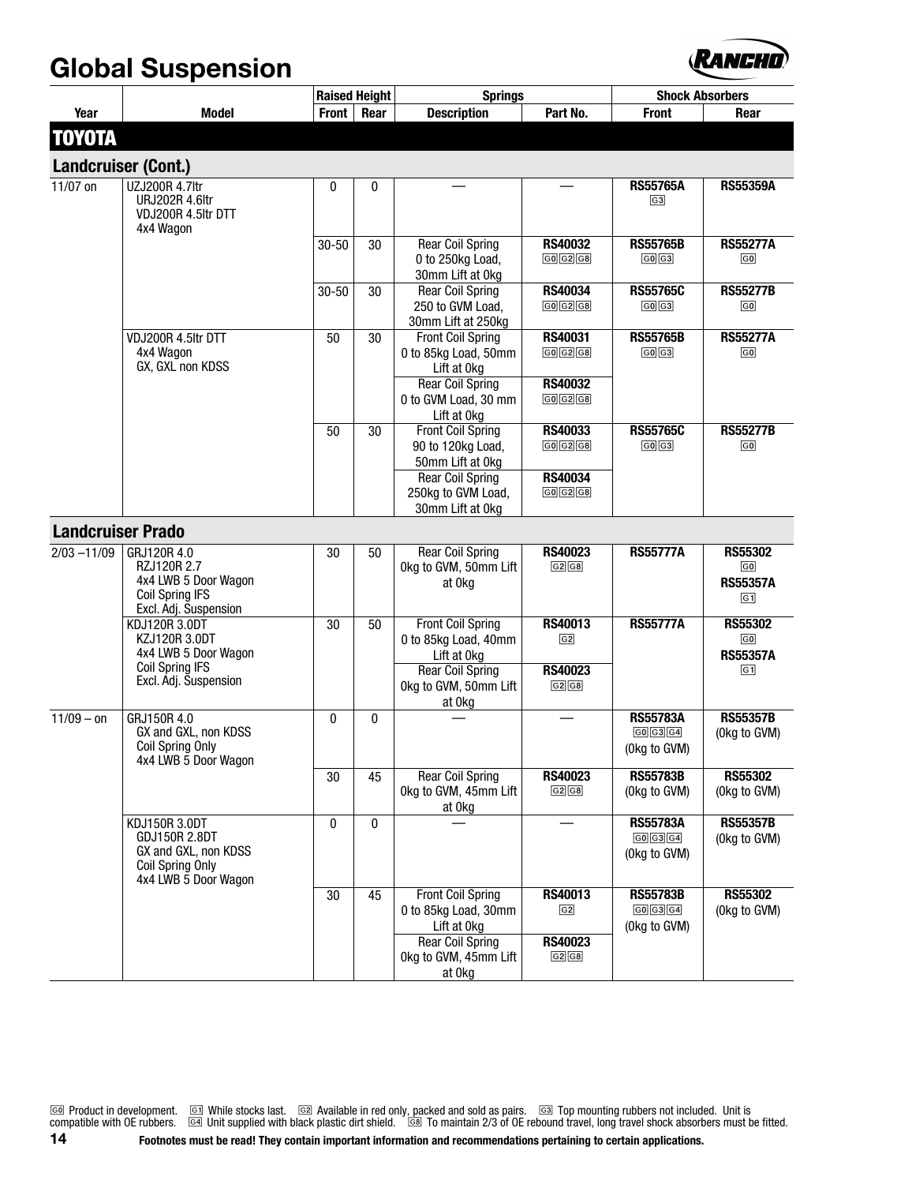# Global Suspension

| Year | Model | Raised Height Front | Raised Height Rear | Springs Description | Springs Part No. | Shock Absorbers Front | Shock Absorbers Rear |
|---|---|---|---|---|---|---|---|
| **TOYOTA** | | | | | | | |
| **Landcruiser (Cont.)** | | | | | | | |
| 11/07 on | UZJ200R 4.7ltr URJ202R 4.6ltr VDJ200R 4.5ltr DTT 4x4 Wagon | 0 | 0 | — | — | **RS55765A** G3 | **RS55359A** |
| | | 30-50 | 30 | Rear Coil Spring 0 to 250kg Load, 30mm Lift at 0kg | **RS40032** G0 G2 G8 | **RS55765B** G0 G3 | **RS55277A** G0 |
| | | 30-50 | 30 | Rear Coil Spring 250 to GVM Load, 30mm Lift at 250kg | **RS40034** G0 G2 G8 | **RS55765C** G0 G3 | **RS55277B** G0 |
| | VDJ200R 4.5ltr DTT 4x4 Wagon GX, GXL non KDSS | 50 | 30 | Front Coil Spring 0 to 85kg Load, 50mm Lift at 0kg | **RS40031** G0 G2 G8 | **RS55765B** G0 G3 | **RS55277A** G0 |
| | | | | Rear Coil Spring 0 to GVM Load, 30 mm Lift at 0kg | **RS40032** G0 G2 G8 | | |
| | | 50 | 30 | Front Coil Spring 90 to 120kg Load, 50mm Lift at 0kg | **RS40033** G0 G2 G8 | **RS55765C** G0 G3 | **RS55277B** G0 |
| | | | | Rear Coil Spring 250kg to GVM Load, 30mm Lift at 0kg | **RS40034** G0 G2 G8 | | |
| **Landcruiser Prado** | | | | | | | |
| 2/03 –11/09 | GRJ120R 4.0 RZJ120R 2.7 4x4 LWB 5 Door Wagon Coil Spring IFS Excl. Adj. Suspension | 30 | 50 | Rear Coil Spring 0kg to GVM, 50mm Lift at 0kg | **RS40023** G2 G8 | **RS55777A** | **RS55302** G0 **RS55357A** G1 |
| | KDJ120R 3.0DT KZJ120R 3.0DT 4x4 LWB 5 Door Wagon Coil Spring IFS Excl. Adj. Suspension | 30 | 50 | Front Coil Spring 0 to 85kg Load, 40mm Lift at 0kg | **RS40013** G2 | **RS55777A** | **RS55302** G0 **RS55357A** G1 |
| | | | | Rear Coil Spring 0kg to GVM, 50mm Lift at 0kg | **RS40023** G2 G8 | | |
| 11/09 – on | GRJ150R 4.0 GX and GXL, non KDSS Coil Spring Only 4x4 LWB 5 Door Wagon | 0 | 0 | — | — | **RS55783A** G0 G3 G4 (0kg to GVM) | **RS55357B** (0kg to GVM) |
| | | 30 | 45 | Rear Coil Spring 0kg to GVM, 45mm Lift at 0kg | **RS40023** G2 G8 | **RS55783B** (0kg to GVM) | **RS55302** (0kg to GVM) |
| | KDJ150R 3.0DT GDJ150R 2.8DT GX and GXL, non KDSS Coil Spring Only 4x4 LWB 5 Door Wagon | 0 | 0 | — | — | **RS55783A** G0 G3 G4 (0kg to GVM) | **RS55357B** (0kg to GVM) |
| | | 30 | 45 | Front Coil Spring 0 to 85kg Load, 30mm Lift at 0kg | **RS40013** G2 | **RS55783B** G0 G3 G4 (0kg to GVM) | **RS55302** (0kg to GVM) |
| | | | | Rear Coil Spring 0kg to GVM, 45mm Lift at 0kg | **RS40023** G2 G8 | | |

G0 Product in development. G1 While stocks last. G2 Available in red only, packed and sold as pairs. G3 Top mounting rubbers not included. Unit is compatible with OE rubbers. G4 Unit supplied with black plastic dirt shield. G8 To maintain 2/3 of OE rebound travel, long travel shock absorbers must be fitted.

**Footnotes must be read! They contain important information and recommendations pertaining to certain applications.**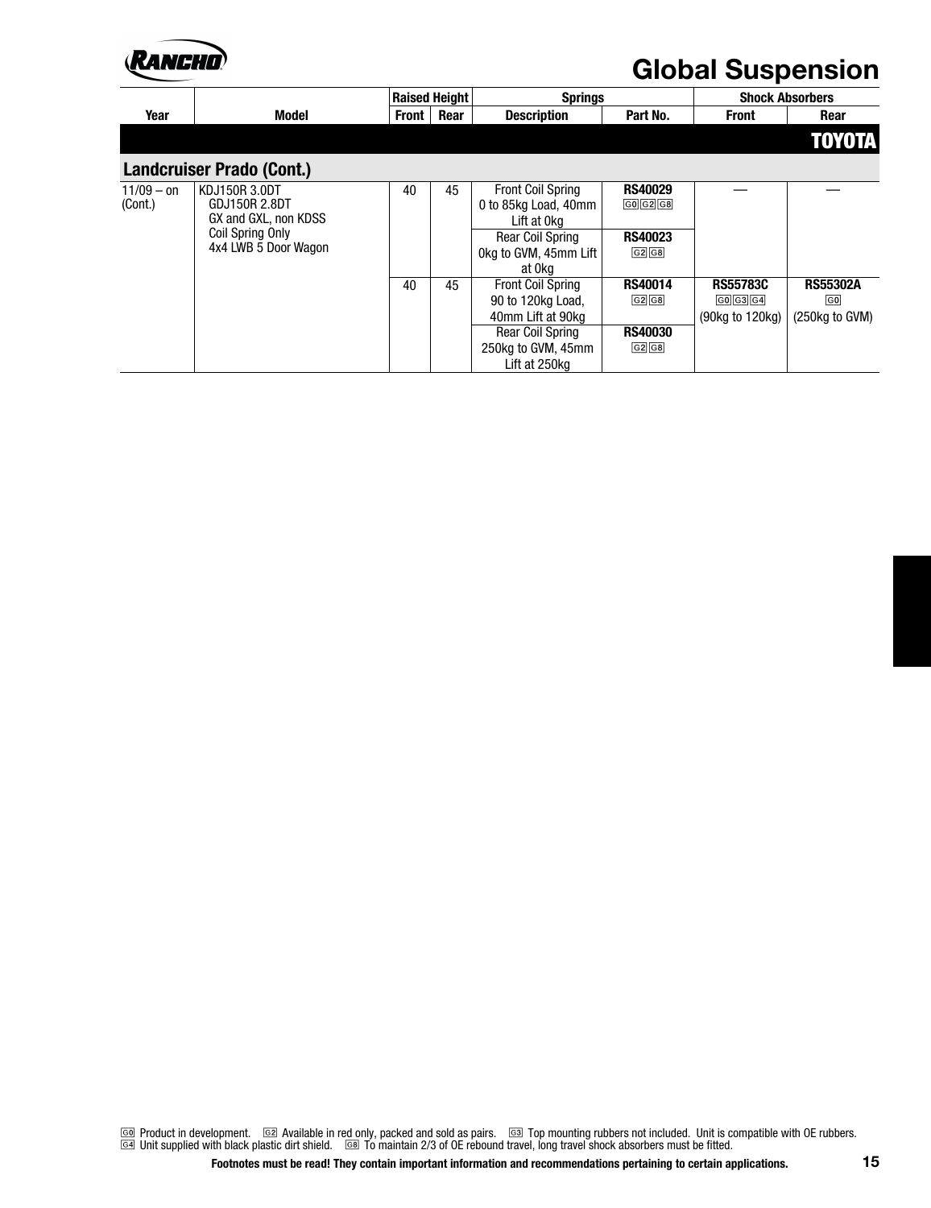# Global Suspension

| Year | Model | Raised Height | | Springs | | Shock Absorbers | |
|---|---|---|---|---|---|---|---|
| | | Front | Rear | Description | Part No. | Front | Rear |
| **TOYOTA** | | | | | | | |
| **Landcruiser Prado (Cont.)** | | | | | | | |
| 11/09 – on (Cont.) | KDJ150R 3.0DT GDJ150R 2.8DT GX and GXL, non KDSS Coil Spring Only 4x4 LWB 5 Door Wagon | 40 | 45 | Front Coil Spring 0 to 85kg Load, 40mm Lift at 0kg | **RS40029** G0 G2 G8 | — | — |
| | | | | Rear Coil Spring 0kg to GVM, 45mm Lift at 0kg | **RS40023** G2 G8 | | |
| | | 40 | 45 | Front Coil Spring 90 to 120kg Load, 40mm Lift at 90kg | **RS40014** G2 G8 | **RS55783C** G0 G3 G4 (90kg to 120kg) | **RS55302A** G0 (250kg to GVM) |
| | | | | Rear Coil Spring 250kg to GVM, 45mm Lift at 250kg | **RS40030** G2 G8 | | |

G0 Product in development. G2 Available in red only, packed and sold as pairs. G3 Top mounting rubbers not included. Unit is compatible with OE rubbers.
G4 Unit supplied with black plastic dirt shield. G8 To maintain 2/3 of OE rebound travel, long travel shock absorbers must be fitted.

**Footnotes must be read! They contain important information and recommendations pertaining to certain applications.**